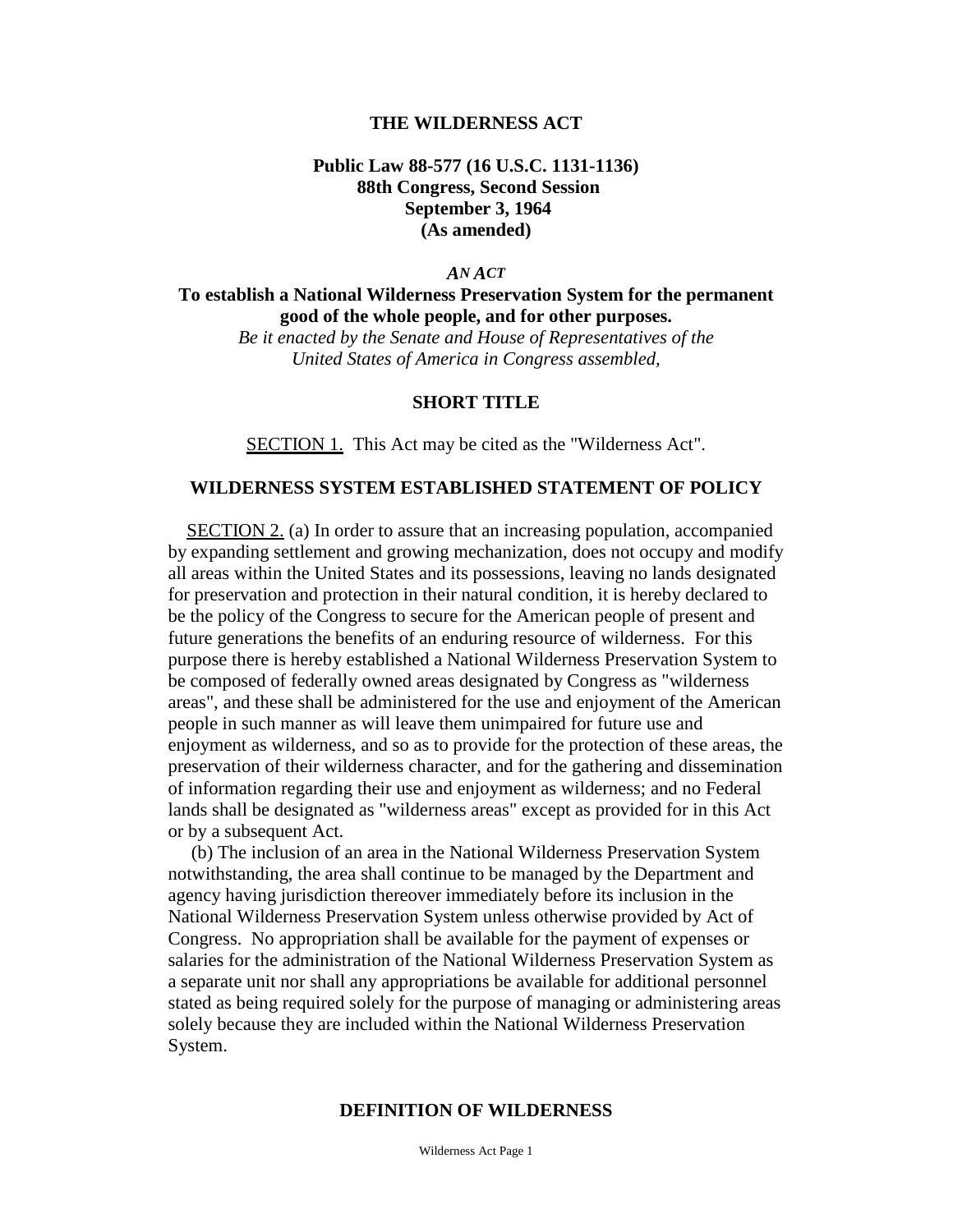# THE WILDERNESS ACT

**Public Law 88-577 (16 U.S.C. 1131-1136)**
**88th Congress, Second Session**
**September 3, 1964**
**(As amended)**

***AN ACT***

**To establish a National Wilderness Preservation System for the permanent good of the whole people, and for other purposes.**

*Be it enacted by the Senate and House of Representatives of the United States of America in Congress assembled,*

## SHORT TITLE

SECTION 1. This Act may be cited as the "Wilderness Act".

## WILDERNESS SYSTEM ESTABLISHED STATEMENT OF POLICY

SECTION 2. (a) In order to assure that an increasing population, accompanied by expanding settlement and growing mechanization, does not occupy and modify all areas within the United States and its possessions, leaving no lands designated for preservation and protection in their natural condition, it is hereby declared to be the policy of the Congress to secure for the American people of present and future generations the benefits of an enduring resource of wilderness. For this purpose there is hereby established a National Wilderness Preservation System to be composed of federally owned areas designated by Congress as "wilderness areas", and these shall be administered for the use and enjoyment of the American people in such manner as will leave them unimpaired for future use and enjoyment as wilderness, and so as to provide for the protection of these areas, the preservation of their wilderness character, and for the gathering and dissemination of information regarding their use and enjoyment as wilderness; and no Federal lands shall be designated as "wilderness areas" except as provided for in this Act or by a subsequent Act.

(b) The inclusion of an area in the National Wilderness Preservation System notwithstanding, the area shall continue to be managed by the Department and agency having jurisdiction thereover immediately before its inclusion in the National Wilderness Preservation System unless otherwise provided by Act of Congress. No appropriation shall be available for the payment of expenses or salaries for the administration of the National Wilderness Preservation System as a separate unit nor shall any appropriations be available for additional personnel stated as being required solely for the purpose of managing or administering areas solely because they are included within the National Wilderness Preservation System.

## DEFINITION OF WILDERNESS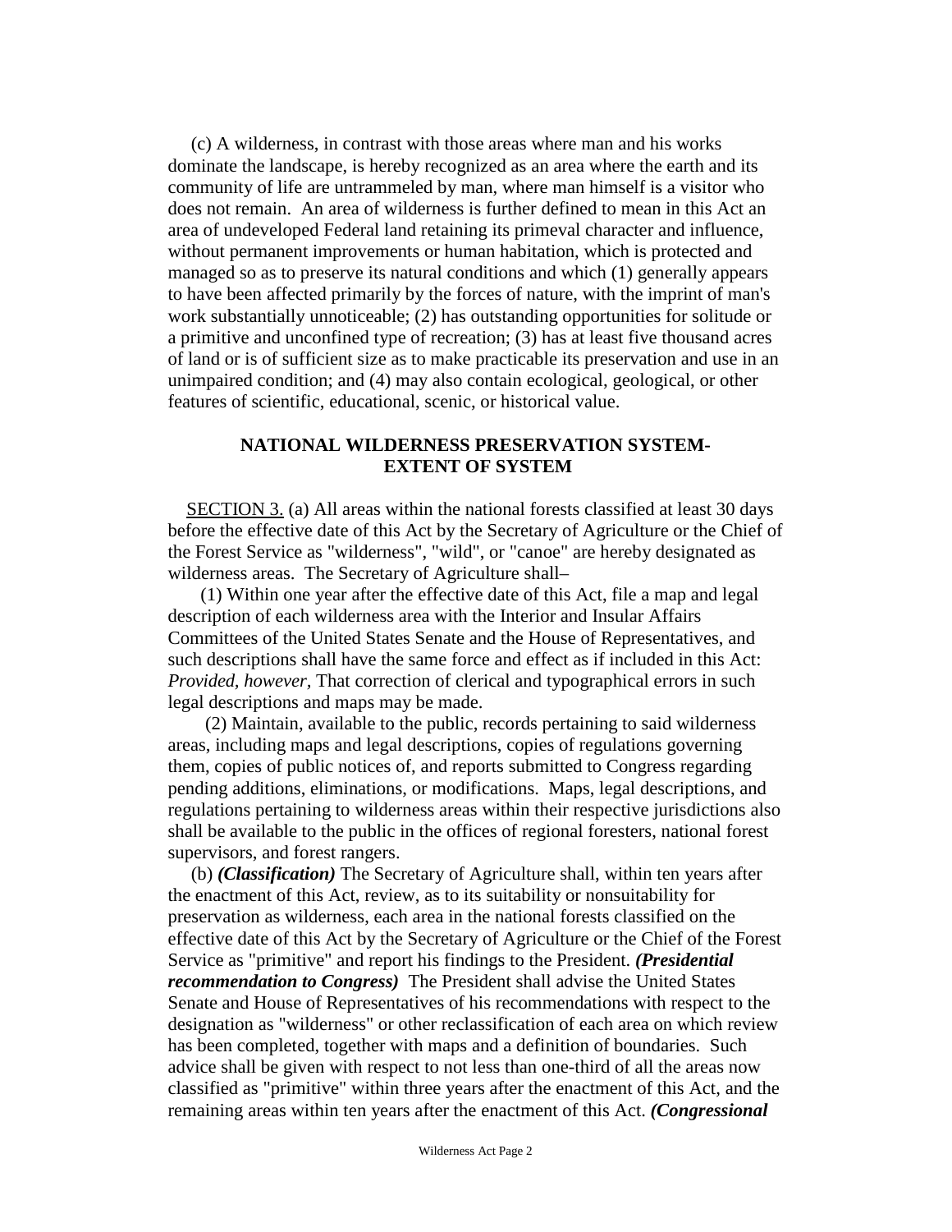(c) A wilderness, in contrast with those areas where man and his works dominate the landscape, is hereby recognized as an area where the earth and its community of life are untrammeled by man, where man himself is a visitor who does not remain. An area of wilderness is further defined to mean in this Act an area of undeveloped Federal land retaining its primeval character and influence, without permanent improvements or human habitation, which is protected and managed so as to preserve its natural conditions and which (1) generally appears to have been affected primarily by the forces of nature, with the imprint of man's work substantially unnoticeable; (2) has outstanding opportunities for solitude or a primitive and unconfined type of recreation; (3) has at least five thousand acres of land or is of sufficient size as to make practicable its preservation and use in an unimpaired condition; and (4) may also contain ecological, geological, or other features of scientific, educational, scenic, or historical value.

## NATIONAL WILDERNESS PRESERVATION SYSTEM- EXTENT OF SYSTEM

SECTION 3. (a) All areas within the national forests classified at least 30 days before the effective date of this Act by the Secretary of Agriculture or the Chief of the Forest Service as "wilderness", "wild", or "canoe" are hereby designated as wilderness areas. The Secretary of Agriculture shall–

(1) Within one year after the effective date of this Act, file a map and legal description of each wilderness area with the Interior and Insular Affairs Committees of the United States Senate and the House of Representatives, and such descriptions shall have the same force and effect as if included in this Act: *Provided, however,* That correction of clerical and typographical errors in such legal descriptions and maps may be made.

(2) Maintain, available to the public, records pertaining to said wilderness areas, including maps and legal descriptions, copies of regulations governing them, copies of public notices of, and reports submitted to Congress regarding pending additions, eliminations, or modifications. Maps, legal descriptions, and regulations pertaining to wilderness areas within their respective jurisdictions also shall be available to the public in the offices of regional foresters, national forest supervisors, and forest rangers.

(b) ***(Classification)*** The Secretary of Agriculture shall, within ten years after the enactment of this Act, review, as to its suitability or nonsuitability for preservation as wilderness, each area in the national forests classified on the effective date of this Act by the Secretary of Agriculture or the Chief of the Forest Service as "primitive" and report his findings to the President. ***(Presidential recommendation to Congress)*** The President shall advise the United States Senate and House of Representatives of his recommendations with respect to the designation as "wilderness" or other reclassification of each area on which review has been completed, together with maps and a definition of boundaries. Such advice shall be given with respect to not less than one-third of all the areas now classified as "primitive" within three years after the enactment of this Act, and the remaining areas within ten years after the enactment of this Act. ***(Congressional***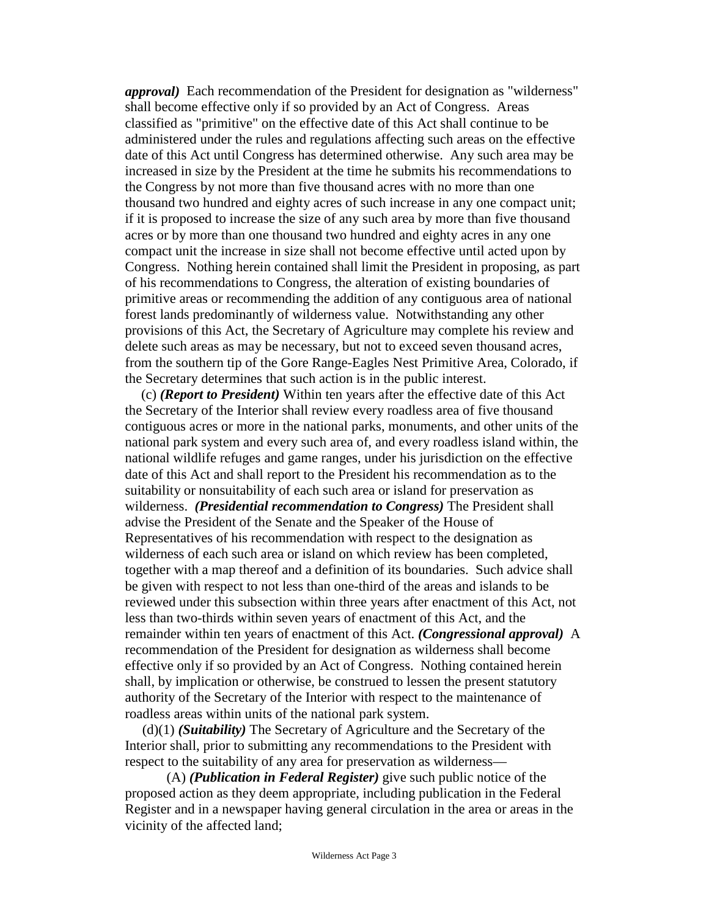***approval)*** Each recommendation of the President for designation as "wilderness" shall become effective only if so provided by an Act of Congress. Areas classified as "primitive" on the effective date of this Act shall continue to be administered under the rules and regulations affecting such areas on the effective date of this Act until Congress has determined otherwise. Any such area may be increased in size by the President at the time he submits his recommendations to the Congress by not more than five thousand acres with no more than one thousand two hundred and eighty acres of such increase in any one compact unit; if it is proposed to increase the size of any such area by more than five thousand acres or by more than one thousand two hundred and eighty acres in any one compact unit the increase in size shall not become effective until acted upon by Congress. Nothing herein contained shall limit the President in proposing, as part of his recommendations to Congress, the alteration of existing boundaries of primitive areas or recommending the addition of any contiguous area of national forest lands predominantly of wilderness value. Notwithstanding any other provisions of this Act, the Secretary of Agriculture may complete his review and delete such areas as may be necessary, but not to exceed seven thousand acres, from the southern tip of the Gore Range-Eagles Nest Primitive Area, Colorado, if the Secretary determines that such action is in the public interest.

(c) ***(Report to President)*** Within ten years after the effective date of this Act the Secretary of the Interior shall review every roadless area of five thousand contiguous acres or more in the national parks, monuments, and other units of the national park system and every such area of, and every roadless island within, the national wildlife refuges and game ranges, under his jurisdiction on the effective date of this Act and shall report to the President his recommendation as to the suitability or nonsuitability of each such area or island for preservation as wilderness. ***(Presidential recommendation to Congress)*** The President shall advise the President of the Senate and the Speaker of the House of Representatives of his recommendation with respect to the designation as wilderness of each such area or island on which review has been completed, together with a map thereof and a definition of its boundaries. Such advice shall be given with respect to not less than one-third of the areas and islands to be reviewed under this subsection within three years after enactment of this Act, not less than two-thirds within seven years of enactment of this Act, and the remainder within ten years of enactment of this Act. ***(Congressional approval)*** A recommendation of the President for designation as wilderness shall become effective only if so provided by an Act of Congress. Nothing contained herein shall, by implication or otherwise, be construed to lessen the present statutory authority of the Secretary of the Interior with respect to the maintenance of roadless areas within units of the national park system.

(d)(1) ***(Suitability)*** The Secretary of Agriculture and the Secretary of the Interior shall, prior to submitting any recommendations to the President with respect to the suitability of any area for preservation as wilderness—

(A) ***(Publication in Federal Register)*** give such public notice of the proposed action as they deem appropriate, including publication in the Federal Register and in a newspaper having general circulation in the area or areas in the vicinity of the affected land;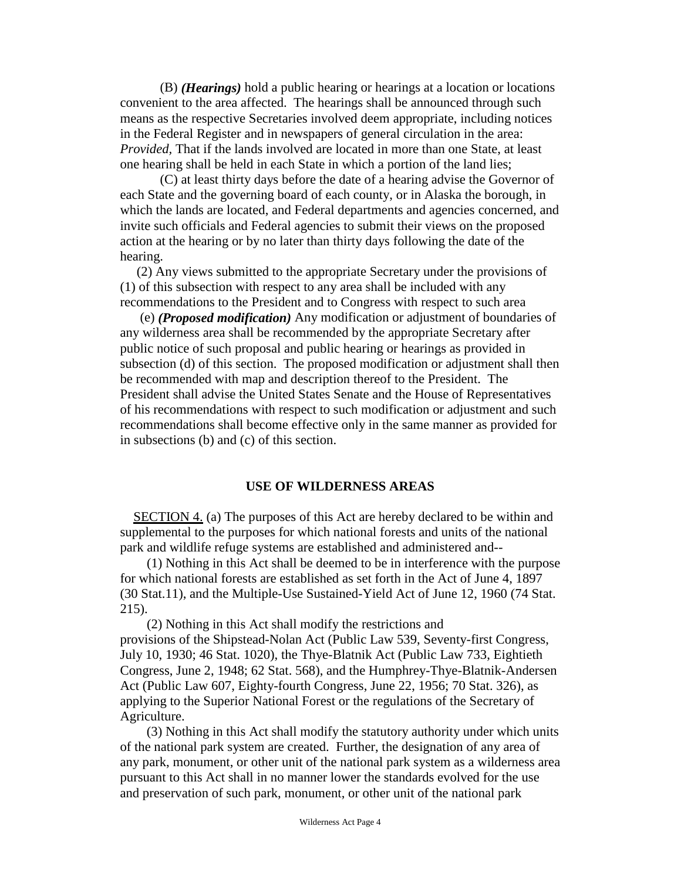(B) ***(Hearings)*** hold a public hearing or hearings at a location or locations convenient to the area affected. The hearings shall be announced through such means as the respective Secretaries involved deem appropriate, including notices in the Federal Register and in newspapers of general circulation in the area: *Provided,* That if the lands involved are located in more than one State, at least one hearing shall be held in each State in which a portion of the land lies;

(C) at least thirty days before the date of a hearing advise the Governor of each State and the governing board of each county, or in Alaska the borough, in which the lands are located, and Federal departments and agencies concerned, and invite such officials and Federal agencies to submit their views on the proposed action at the hearing or by no later than thirty days following the date of the hearing.

(2) Any views submitted to the appropriate Secretary under the provisions of (1) of this subsection with respect to any area shall be included with any recommendations to the President and to Congress with respect to such area

(e) ***(Proposed modification)*** Any modification or adjustment of boundaries of any wilderness area shall be recommended by the appropriate Secretary after public notice of such proposal and public hearing or hearings as provided in subsection (d) of this section. The proposed modification or adjustment shall then be recommended with map and description thereof to the President. The President shall advise the United States Senate and the House of Representatives of his recommendations with respect to such modification or adjustment and such recommendations shall become effective only in the same manner as provided for in subsections (b) and (c) of this section.

## USE OF WILDERNESS AREAS

SECTION 4. (a) The purposes of this Act are hereby declared to be within and supplemental to the purposes for which national forests and units of the national park and wildlife refuge systems are established and administered and--

(1) Nothing in this Act shall be deemed to be in interference with the purpose for which national forests are established as set forth in the Act of June 4, 1897 (30 Stat.11), and the Multiple-Use Sustained-Yield Act of June 12, 1960 (74 Stat. 215).

(2) Nothing in this Act shall modify the restrictions and provisions of the Shipstead-Nolan Act (Public Law 539, Seventy-first Congress, July 10, 1930; 46 Stat. 1020), the Thye-Blatnik Act (Public Law 733, Eightieth Congress, June 2, 1948; 62 Stat. 568), and the Humphrey-Thye-Blatnik-Andersen Act (Public Law 607, Eighty-fourth Congress, June 22, 1956; 70 Stat. 326), as applying to the Superior National Forest or the regulations of the Secretary of Agriculture.

(3) Nothing in this Act shall modify the statutory authority under which units of the national park system are created. Further, the designation of any area of any park, monument, or other unit of the national park system as a wilderness area pursuant to this Act shall in no manner lower the standards evolved for the use and preservation of such park, monument, or other unit of the national park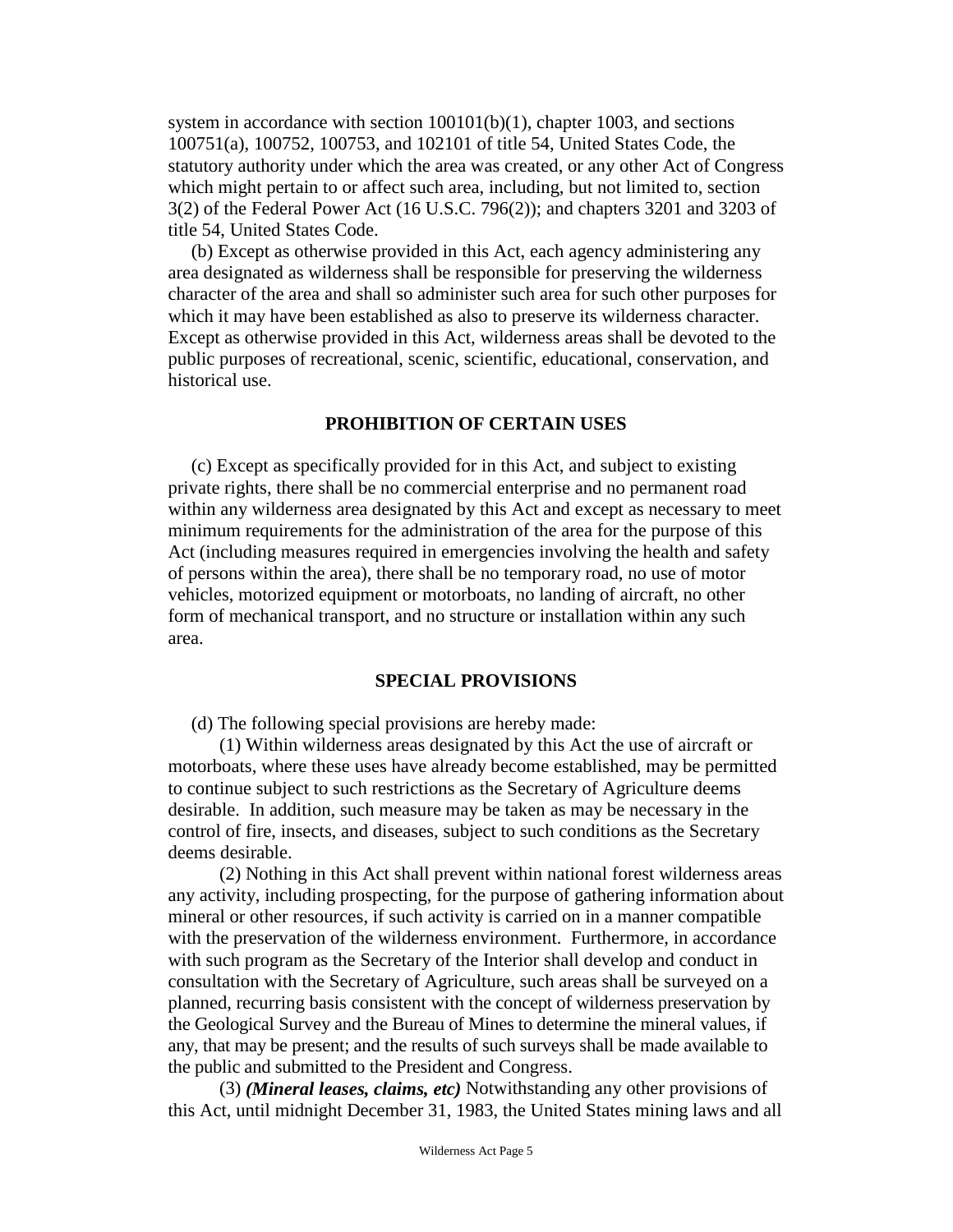system in accordance with section 100101(b)(1), chapter 1003, and sections 100751(a), 100752, 100753, and 102101 of title 54, United States Code, the statutory authority under which the area was created, or any other Act of Congress which might pertain to or affect such area, including, but not limited to, section 3(2) of the Federal Power Act (16 U.S.C. 796(2)); and chapters 3201 and 3203 of title 54, United States Code.

(b) Except as otherwise provided in this Act, each agency administering any area designated as wilderness shall be responsible for preserving the wilderness character of the area and shall so administer such area for such other purposes for which it may have been established as also to preserve its wilderness character. Except as otherwise provided in this Act, wilderness areas shall be devoted to the public purposes of recreational, scenic, scientific, educational, conservation, and historical use.

## PROHIBITION OF CERTAIN USES

(c) Except as specifically provided for in this Act, and subject to existing private rights, there shall be no commercial enterprise and no permanent road within any wilderness area designated by this Act and except as necessary to meet minimum requirements for the administration of the area for the purpose of this Act (including measures required in emergencies involving the health and safety of persons within the area), there shall be no temporary road, no use of motor vehicles, motorized equipment or motorboats, no landing of aircraft, no other form of mechanical transport, and no structure or installation within any such area.

## SPECIAL PROVISIONS

(d) The following special provisions are hereby made:

(1) Within wilderness areas designated by this Act the use of aircraft or motorboats, where these uses have already become established, may be permitted to continue subject to such restrictions as the Secretary of Agriculture deems desirable. In addition, such measure may be taken as may be necessary in the control of fire, insects, and diseases, subject to such conditions as the Secretary deems desirable.

(2) Nothing in this Act shall prevent within national forest wilderness areas any activity, including prospecting, for the purpose of gathering information about mineral or other resources, if such activity is carried on in a manner compatible with the preservation of the wilderness environment. Furthermore, in accordance with such program as the Secretary of the Interior shall develop and conduct in consultation with the Secretary of Agriculture, such areas shall be surveyed on a planned, recurring basis consistent with the concept of wilderness preservation by the Geological Survey and the Bureau of Mines to determine the mineral values, if any, that may be present; and the results of such surveys shall be made available to the public and submitted to the President and Congress.

(3) ***(Mineral leases, claims, etc)*** Notwithstanding any other provisions of this Act, until midnight December 31, 1983, the United States mining laws and all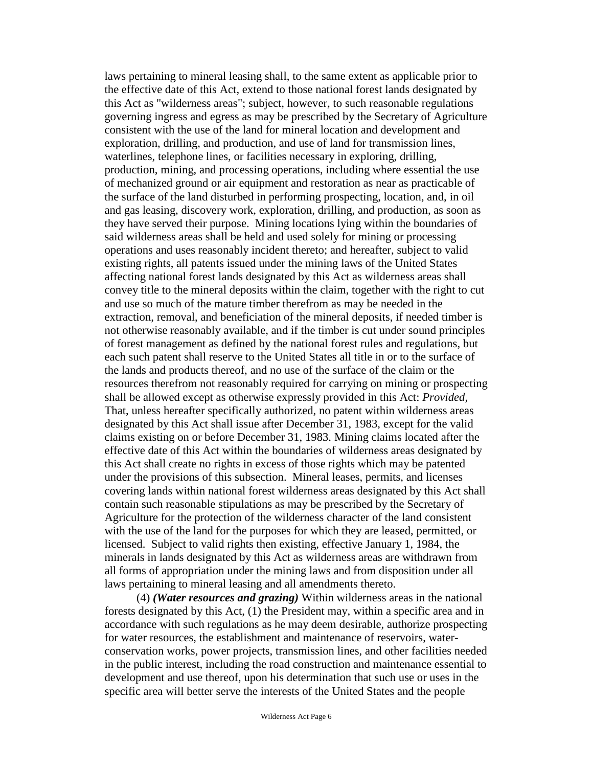laws pertaining to mineral leasing shall, to the same extent as applicable prior to the effective date of this Act, extend to those national forest lands designated by this Act as "wilderness areas"; subject, however, to such reasonable regulations governing ingress and egress as may be prescribed by the Secretary of Agriculture consistent with the use of the land for mineral location and development and exploration, drilling, and production, and use of land for transmission lines, waterlines, telephone lines, or facilities necessary in exploring, drilling, production, mining, and processing operations, including where essential the use of mechanized ground or air equipment and restoration as near as practicable of the surface of the land disturbed in performing prospecting, location, and, in oil and gas leasing, discovery work, exploration, drilling, and production, as soon as they have served their purpose. Mining locations lying within the boundaries of said wilderness areas shall be held and used solely for mining or processing operations and uses reasonably incident thereto; and hereafter, subject to valid existing rights, all patents issued under the mining laws of the United States affecting national forest lands designated by this Act as wilderness areas shall convey title to the mineral deposits within the claim, together with the right to cut and use so much of the mature timber therefrom as may be needed in the extraction, removal, and beneficiation of the mineral deposits, if needed timber is not otherwise reasonably available, and if the timber is cut under sound principles of forest management as defined by the national forest rules and regulations, but each such patent shall reserve to the United States all title in or to the surface of the lands and products thereof, and no use of the surface of the claim or the resources therefrom not reasonably required for carrying on mining or prospecting shall be allowed except as otherwise expressly provided in this Act: *Provided*, That, unless hereafter specifically authorized, no patent within wilderness areas designated by this Act shall issue after December 31, 1983, except for the valid claims existing on or before December 31, 1983. Mining claims located after the effective date of this Act within the boundaries of wilderness areas designated by this Act shall create no rights in excess of those rights which may be patented under the provisions of this subsection. Mineral leases, permits, and licenses covering lands within national forest wilderness areas designated by this Act shall contain such reasonable stipulations as may be prescribed by the Secretary of Agriculture for the protection of the wilderness character of the land consistent with the use of the land for the purposes for which they are leased, permitted, or licensed. Subject to valid rights then existing, effective January 1, 1984, the minerals in lands designated by this Act as wilderness areas are withdrawn from all forms of appropriation under the mining laws and from disposition under all laws pertaining to mineral leasing and all amendments thereto.

(4) ***(Water resources and grazing)*** Within wilderness areas in the national forests designated by this Act, (1) the President may, within a specific area and in accordance with such regulations as he may deem desirable, authorize prospecting for water resources, the establishment and maintenance of reservoirs, water-conservation works, power projects, transmission lines, and other facilities needed in the public interest, including the road construction and maintenance essential to development and use thereof, upon his determination that such use or uses in the specific area will better serve the interests of the United States and the people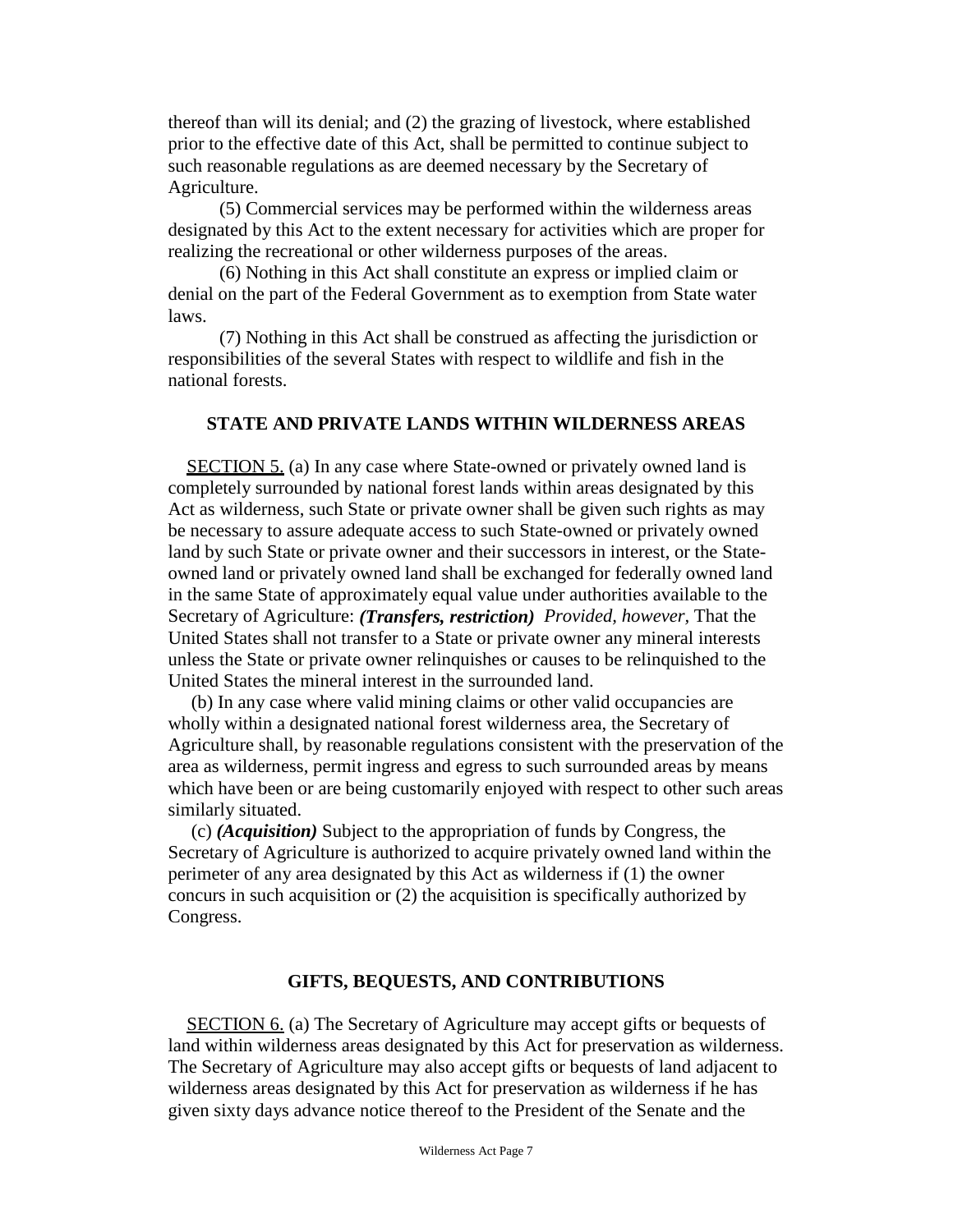thereof than will its denial; and (2) the grazing of livestock, where established prior to the effective date of this Act, shall be permitted to continue subject to such reasonable regulations as are deemed necessary by the Secretary of Agriculture.

(5) Commercial services may be performed within the wilderness areas designated by this Act to the extent necessary for activities which are proper for realizing the recreational or other wilderness purposes of the areas.

(6) Nothing in this Act shall constitute an express or implied claim or denial on the part of the Federal Government as to exemption from State water laws.

(7) Nothing in this Act shall be construed as affecting the jurisdiction or responsibilities of the several States with respect to wildlife and fish in the national forests.

## STATE AND PRIVATE LANDS WITHIN WILDERNESS AREAS

SECTION 5. (a) In any case where State-owned or privately owned land is completely surrounded by national forest lands within areas designated by this Act as wilderness, such State or private owner shall be given such rights as may be necessary to assure adequate access to such State-owned or privately owned land by such State or private owner and their successors in interest, or the State-owned land or privately owned land shall be exchanged for federally owned land in the same State of approximately equal value under authorities available to the Secretary of Agriculture: ***(Transfers, restriction)*** *Provided, however,* That the United States shall not transfer to a State or private owner any mineral interests unless the State or private owner relinquishes or causes to be relinquished to the United States the mineral interest in the surrounded land.

(b) In any case where valid mining claims or other valid occupancies are wholly within a designated national forest wilderness area, the Secretary of Agriculture shall, by reasonable regulations consistent with the preservation of the area as wilderness, permit ingress and egress to such surrounded areas by means which have been or are being customarily enjoyed with respect to other such areas similarly situated.

(c) ***(Acquisition)*** Subject to the appropriation of funds by Congress, the Secretary of Agriculture is authorized to acquire privately owned land within the perimeter of any area designated by this Act as wilderness if (1) the owner concurs in such acquisition or (2) the acquisition is specifically authorized by Congress.

## GIFTS, BEQUESTS, AND CONTRIBUTIONS

SECTION 6. (a) The Secretary of Agriculture may accept gifts or bequests of land within wilderness areas designated by this Act for preservation as wilderness. The Secretary of Agriculture may also accept gifts or bequests of land adjacent to wilderness areas designated by this Act for preservation as wilderness if he has given sixty days advance notice thereof to the President of the Senate and the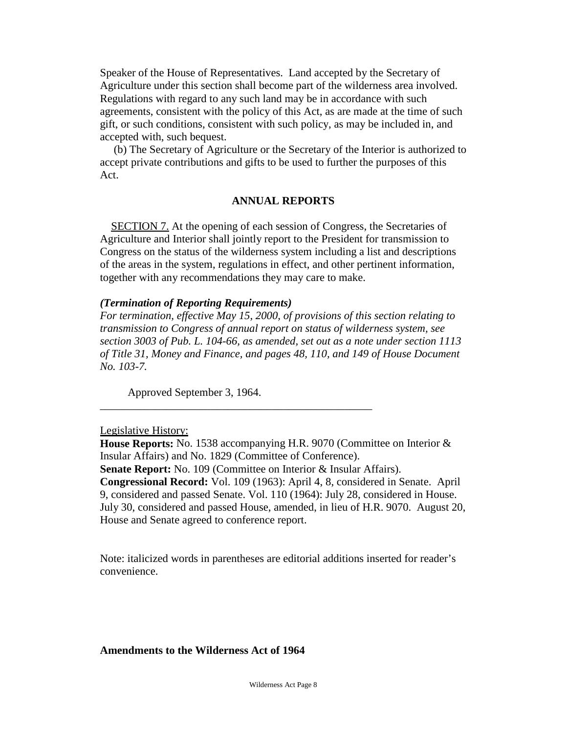Speaker of the House of Representatives. Land accepted by the Secretary of Agriculture under this section shall become part of the wilderness area involved. Regulations with regard to any such land may be in accordance with such agreements, consistent with the policy of this Act, as are made at the time of such gift, or such conditions, consistent with such policy, as may be included in, and accepted with, such bequest.

(b) The Secretary of Agriculture or the Secretary of the Interior is authorized to accept private contributions and gifts to be used to further the purposes of this Act.

## ANNUAL REPORTS

SECTION 7. At the opening of each session of Congress, the Secretaries of Agriculture and Interior shall jointly report to the President for transmission to Congress on the status of the wilderness system including a list and descriptions of the areas in the system, regulations in effect, and other pertinent information, together with any recommendations they may care to make.

***(Termination of Reporting Requirements)***
*For termination, effective May 15, 2000, of provisions of this section relating to transmission to Congress of annual report on status of wilderness system, see section 3003 of Pub. L. 104-66, as amended, set out as a note under section 1113 of Title 31, Money and Finance, and pages 48, 110, and 149 of House Document No. 103-7.*

Approved September 3, 1964.

---

Legislative History:
**House Reports:** No. 1538 accompanying H.R. 9070 (Committee on Interior & Insular Affairs) and No. 1829 (Committee of Conference).
**Senate Report:** No. 109 (Committee on Interior & Insular Affairs).
**Congressional Record:** Vol. 109 (1963): April 4, 8, considered in Senate. April 9, considered and passed Senate. Vol. 110 (1964): July 28, considered in House. July 30, considered and passed House, amended, in lieu of H.R. 9070. August 20, House and Senate agreed to conference report.

Note: italicized words in parentheses are editorial additions inserted for reader's convenience.

**Amendments to the Wilderness Act of 1964**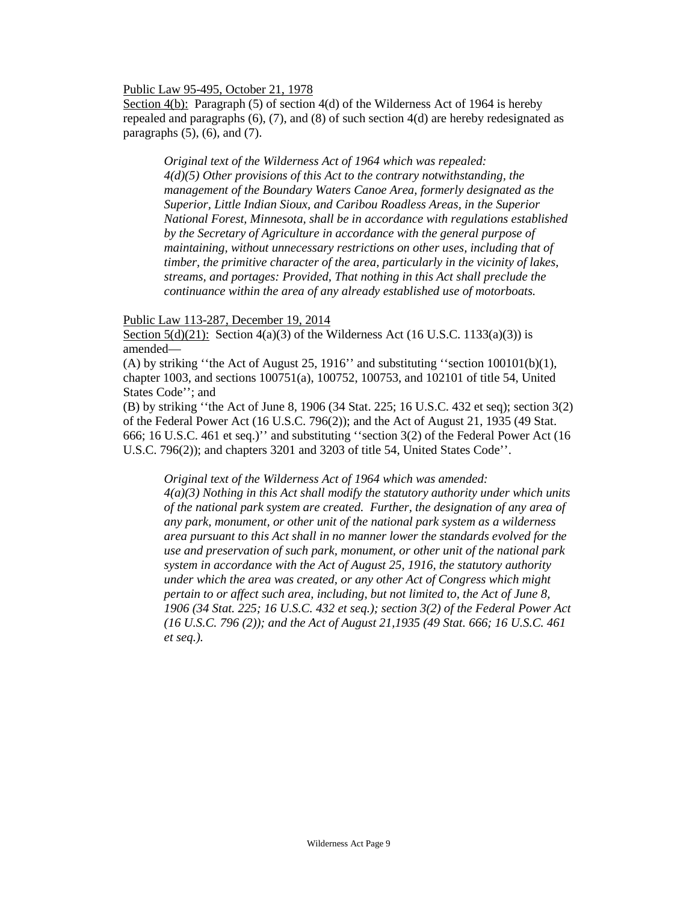<u>Public Law 95-495, October 21, 1978</u>
<u>Section 4(b):</u> Paragraph (5) of section 4(d) of the Wilderness Act of 1964 is hereby repealed and paragraphs (6), (7), and (8) of such section 4(d) are hereby redesignated as paragraphs (5), (6), and (7).

> *Original text of the Wilderness Act of 1964 which was repealed:*
> *4(d)(5) Other provisions of this Act to the contrary notwithstanding, the management of the Boundary Waters Canoe Area, formerly designated as the Superior, Little Indian Sioux, and Caribou Roadless Areas, in the Superior National Forest, Minnesota, shall be in accordance with regulations established by the Secretary of Agriculture in accordance with the general purpose of maintaining, without unnecessary restrictions on other uses, including that of timber, the primitive character of the area, particularly in the vicinity of lakes, streams, and portages: Provided, That nothing in this Act shall preclude the continuance within the area of any already established use of motorboats.*

<u>Public Law 113-287, December 19, 2014</u>
<u>Section 5(d)(21):</u> Section 4(a)(3) of the Wilderness Act (16 U.S.C. 1133(a)(3)) is amended—
(A) by striking ‘‘the Act of August 25, 1916’’ and substituting ‘‘section 100101(b)(1), chapter 1003, and sections 100751(a), 100752, 100753, and 102101 of title 54, United States Code’’; and
(B) by striking ‘‘the Act of June 8, 1906 (34 Stat. 225; 16 U.S.C. 432 et seq); section 3(2) of the Federal Power Act (16 U.S.C. 796(2)); and the Act of August 21, 1935 (49 Stat. 666; 16 U.S.C. 461 et seq.)’’ and substituting ‘‘section 3(2) of the Federal Power Act (16 U.S.C. 796(2)); and chapters 3201 and 3203 of title 54, United States Code’’.

> *Original text of the Wilderness Act of 1964 which was amended:*
> *4(a)(3) Nothing in this Act shall modify the statutory authority under which units of the national park system are created. Further, the designation of any area of any park, monument, or other unit of the national park system as a wilderness area pursuant to this Act shall in no manner lower the standards evolved for the use and preservation of such park, monument, or other unit of the national park system in accordance with the Act of August 25, 1916, the statutory authority under which the area was created, or any other Act of Congress which might pertain to or affect such area, including, but not limited to, the Act of June 8, 1906 (34 Stat. 225; 16 U.S.C. 432 et seq.); section 3(2) of the Federal Power Act (16 U.S.C. 796 (2)); and the Act of August 21,1935 (49 Stat. 666; 16 U.S.C. 461 et seq.).*